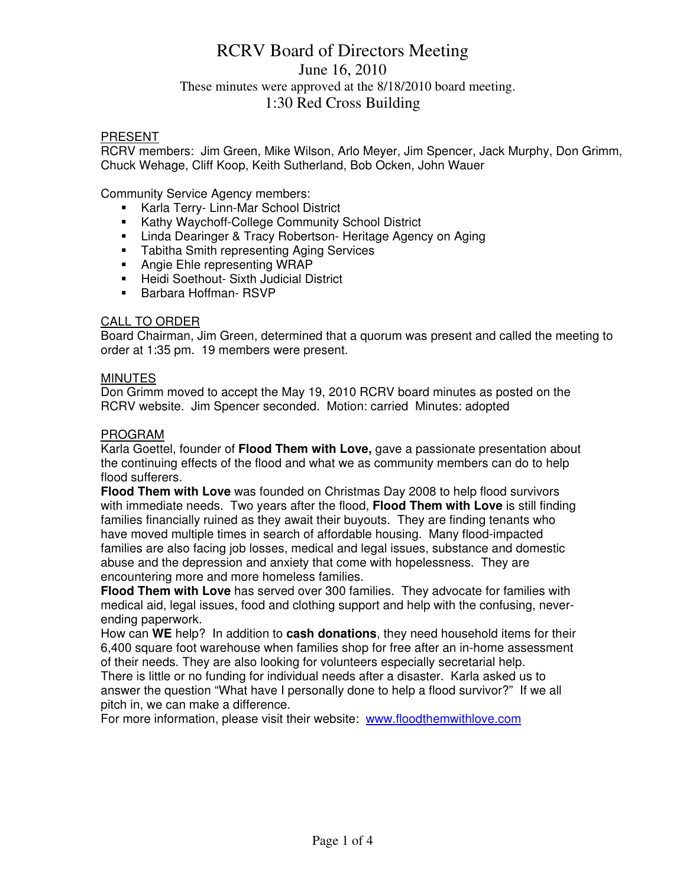# RCRV Board of Directors Meeting

June 16, 2010

These minutes were approved at the 8/18/2010 board meeting.

1:30 Red Cross Building

## PRESENT

RCRV members: Jim Green, Mike Wilson, Arlo Meyer, Jim Spencer, Jack Murphy, Don Grimm, Chuck Wehage, Cliff Koop, Keith Sutherland, Bob Ocken, John Wauer

Community Service Agency members:

- Karla Terry- Linn-Mar School District
- Kathy Waychoff-College Community School District
- Linda Dearinger & Tracy Robertson- Heritage Agency on Aging
- Tabitha Smith representing Aging Services
- Angie Ehle representing WRAP
- Heidi Soethout- Sixth Judicial District
- Barbara Hoffman- RSVP

## CALL TO ORDER

Board Chairman, Jim Green, determined that a quorum was present and called the meeting to order at 1:35 pm. 19 members were present.

## MINUTES

Don Grimm moved to accept the May 19, 2010 RCRV board minutes as posted on the RCRV website. Jim Spencer seconded. Motion: carried Minutes: adopted

## PROGRAM

Karla Goettel, founder of **Flood Them with Love,** gave a passionate presentation about the continuing effects of the flood and what we as community members can do to help flood sufferers.

**Flood Them with Love** was founded on Christmas Day 2008 to help flood survivors with immediate needs. Two years after the flood, **Flood Them with Love** is still finding families financially ruined as they await their buyouts. They are finding tenants who have moved multiple times in search of affordable housing. Many flood-impacted families are also facing job losses, medical and legal issues, substance and domestic abuse and the depression and anxiety that come with hopelessness. They are encountering more and more homeless families.

**Flood Them with Love** has served over 300 families. They advocate for families with medical aid, legal issues, food and clothing support and help with the confusing, never-ending paperwork.

How can **WE** help? In addition to **cash donations**, they need household items for their 6,400 square foot warehouse when families shop for free after an in-home assessment of their needs. They are also looking for volunteers especially secretarial help.

There is little or no funding for individual needs after a disaster. Karla asked us to answer the question "What have I personally done to help a flood survivor?" If we all pitch in, we can make a difference.

For more information, please visit their website: www.floodthemwithlove.com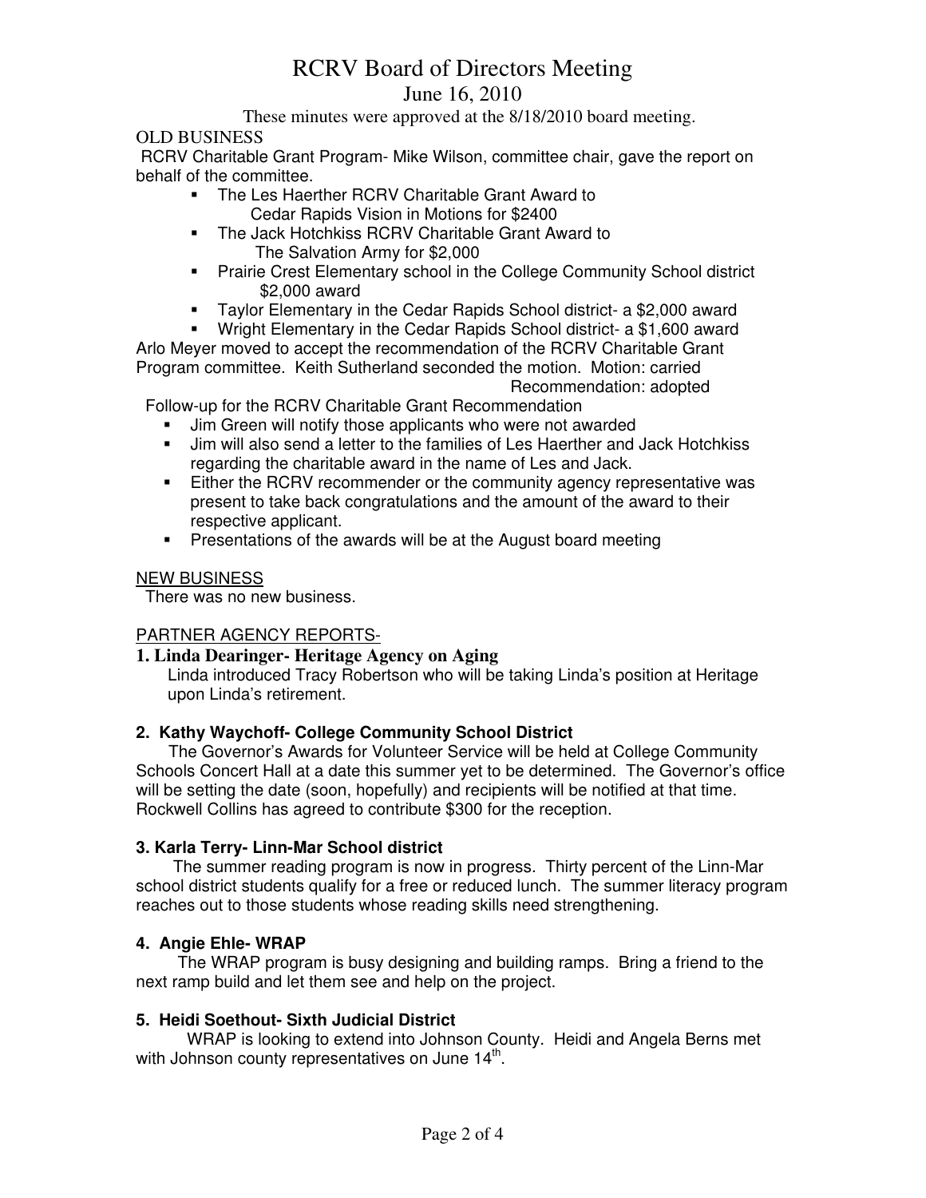# RCRV Board of Directors Meeting

June 16, 2010

These minutes were approved at the 8/18/2010 board meeting.

OLD BUSINESS

RCRV Charitable Grant Program- Mike Wilson, committee chair, gave the report on behalf of the committee.

- The Les Haerther RCRV Charitable Grant Award to Cedar Rapids Vision in Motions for $2400
- The Jack Hotchkiss RCRV Charitable Grant Award to The Salvation Army for $2,000
- Prairie Crest Elementary school in the College Community School district $2,000 award
- Taylor Elementary in the Cedar Rapids School district- a $2,000 award
- Wright Elementary in the Cedar Rapids School district- a $1,600 award

Arlo Meyer moved to accept the recommendation of the RCRV Charitable Grant Program committee. Keith Sutherland seconded the motion. Motion: carried

Recommendation: adopted

Follow-up for the RCRV Charitable Grant Recommendation

- Jim Green will notify those applicants who were not awarded
- Jim will also send a letter to the families of Les Haerther and Jack Hotchkiss regarding the charitable award in the name of Les and Jack.
- Either the RCRV recommender or the community agency representative was present to take back congratulations and the amount of the award to their respective applicant.
- Presentations of the awards will be at the August board meeting

NEW BUSINESS

There was no new business.

PARTNER AGENCY REPORTS-

**1. Linda Dearinger- Heritage Agency on Aging**

Linda introduced Tracy Robertson who will be taking Linda's position at Heritage upon Linda's retirement.

**2. Kathy Waychoff- College Community School District**

The Governor's Awards for Volunteer Service will be held at College Community Schools Concert Hall at a date this summer yet to be determined. The Governor's office will be setting the date (soon, hopefully) and recipients will be notified at that time. Rockwell Collins has agreed to contribute $300 for the reception.

**3. Karla Terry- Linn-Mar School district**

The summer reading program is now in progress. Thirty percent of the Linn-Mar school district students qualify for a free or reduced lunch. The summer literacy program reaches out to those students whose reading skills need strengthening.

**4. Angie Ehle- WRAP**

The WRAP program is busy designing and building ramps. Bring a friend to the next ramp build and let them see and help on the project.

**5. Heidi Soethout- Sixth Judicial District**

WRAP is looking to extend into Johnson County. Heidi and Angela Berns met with Johnson county representatives on June 14th.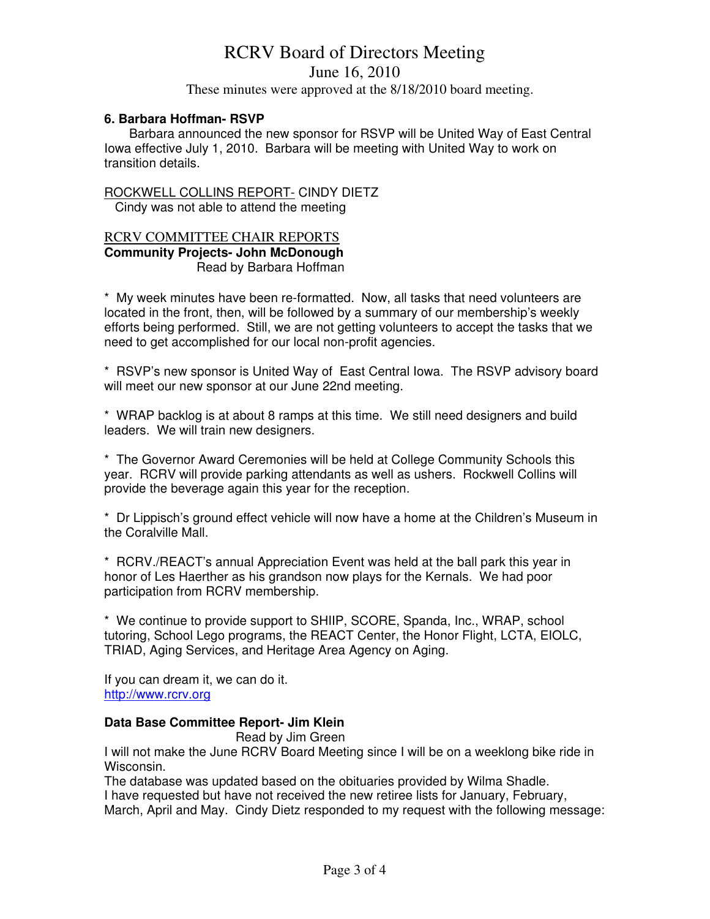# RCRV Board of Directors Meeting

June 16, 2010

These minutes were approved at the 8/18/2010 board meeting.

**6. Barbara Hoffman- RSVP**

Barbara announced the new sponsor for RSVP will be United Way of East Central Iowa effective July 1, 2010. Barbara will be meeting with United Way to work on transition details.

ROCKWELL COLLINS REPORT- CINDY DIETZ

Cindy was not able to attend the meeting

RCRV COMMITTEE CHAIR REPORTS

**Community Projects- John McDonough**

Read by Barbara Hoffman

* My week minutes have been re-formatted. Now, all tasks that need volunteers are located in the front, then, will be followed by a summary of our membership's weekly efforts being performed. Still, we are not getting volunteers to accept the tasks that we need to get accomplished for our local non-profit agencies.

* RSVP's new sponsor is United Way of East Central Iowa. The RSVP advisory board will meet our new sponsor at our June 22nd meeting.

* WRAP backlog is at about 8 ramps at this time. We still need designers and build leaders. We will train new designers.

* The Governor Award Ceremonies will be held at College Community Schools this year. RCRV will provide parking attendants as well as ushers. Rockwell Collins will provide the beverage again this year for the reception.

* Dr Lippisch's ground effect vehicle will now have a home at the Children's Museum in the Coralville Mall.

* RCRV./REACT's annual Appreciation Event was held at the ball park this year in honor of Les Haerther as his grandson now plays for the Kernals. We had poor participation from RCRV membership.

* We continue to provide support to SHIIP, SCORE, Spanda, Inc., WRAP, school tutoring, School Lego programs, the REACT Center, the Honor Flight, LCTA, EIOLC, TRIAD, Aging Services, and Heritage Area Agency on Aging.

If you can dream it, we can do it.
http://www.rcrv.org

**Data Base Committee Report- Jim Klein**

Read by Jim Green

I will not make the June RCRV Board Meeting since I will be on a weeklong bike ride in Wisconsin.
The database was updated based on the obituaries provided by Wilma Shadle.
I have requested but have not received the new retiree lists for January, February, March, April and May. Cindy Dietz responded to my request with the following message: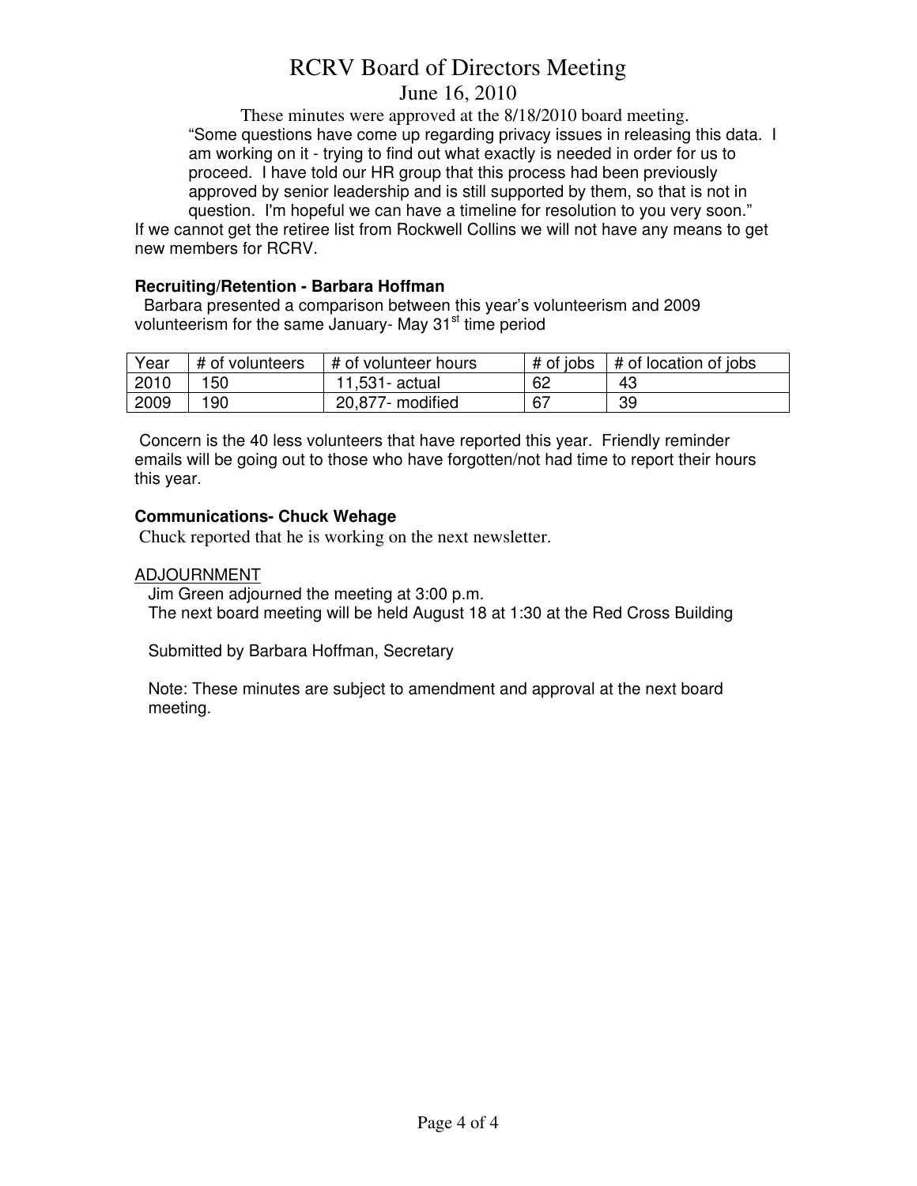# RCRV Board of Directors Meeting

June 16, 2010

These minutes were approved at the 8/18/2010 board meeting.

> "Some questions have come up regarding privacy issues in releasing this data. I am working on it - trying to find out what exactly is needed in order for us to proceed. I have told our HR group that this process had been previously approved by senior leadership and is still supported by them, so that is not in question. I'm hopeful we can have a timeline for resolution to you very soon."

If we cannot get the retiree list from Rockwell Collins we will not have any means to get new members for RCRV.

**Recruiting/Retention - Barbara Hoffman**

Barbara presented a comparison between this year's volunteerism and 2009 volunteerism for the same January- May 31st time period

| Year | # of volunteers | # of volunteer hours | # of jobs | # of location of jobs |
|---|---|---|---|---|
| 2010 | 150 | 11,531- actual | 62 | 43 |
| 2009 | 190 | 20,877- modified | 67 | 39 |

Concern is the 40 less volunteers that have reported this year. Friendly reminder emails will be going out to those who have forgotten/not had time to report their hours this year.

**Communications- Chuck Wehage**

Chuck reported that he is working on the next newsletter.

ADJOURNMENT

Jim Green adjourned the meeting at 3:00 p.m.
The next board meeting will be held August 18 at 1:30 at the Red Cross Building

Submitted by Barbara Hoffman, Secretary

Note: These minutes are subject to amendment and approval at the next board meeting.